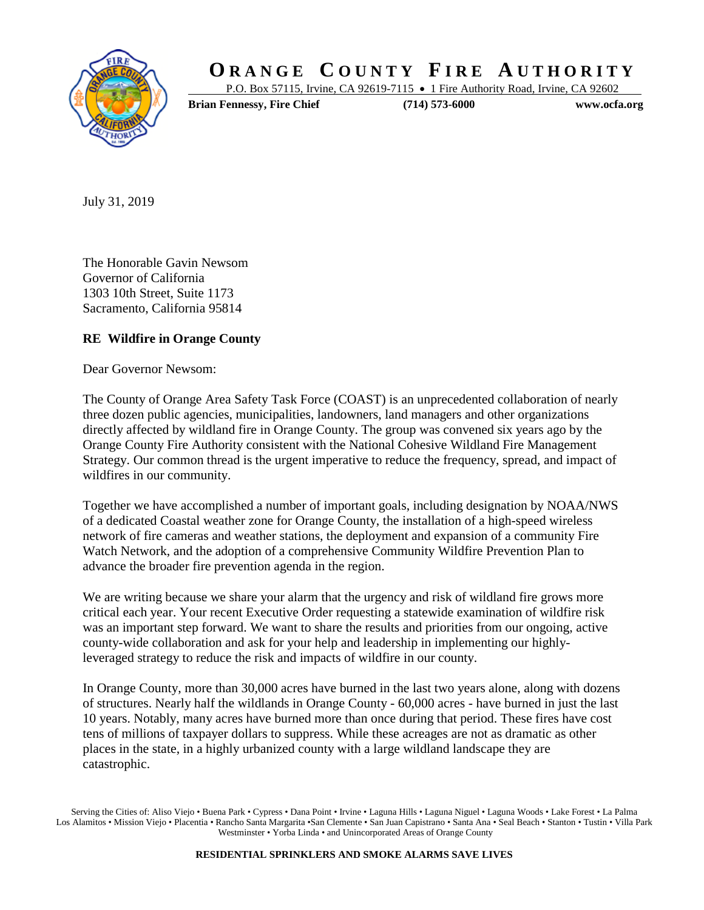# Orange County Fire Authority

P.O. Box 57115, Irvine, CA 92619-7115 • 1 Fire Authority Road, Irvine, CA 92602

**Brian Fennessy, Fire Chief** **(714) 573-6000** **www.ocfa.org**

July 31, 2019

The Honorable Gavin Newsom
Governor of California
1303 10th Street, Suite 1173
Sacramento, California 95814

**RE Wildfire in Orange County**

Dear Governor Newsom:

The County of Orange Area Safety Task Force (COAST) is an unprecedented collaboration of nearly three dozen public agencies, municipalities, landowners, land managers and other organizations directly affected by wildland fire in Orange County. The group was convened six years ago by the Orange County Fire Authority consistent with the National Cohesive Wildland Fire Management Strategy. Our common thread is the urgent imperative to reduce the frequency, spread, and impact of wildfires in our community.

Together we have accomplished a number of important goals, including designation by NOAA/NWS of a dedicated Coastal weather zone for Orange County, the installation of a high-speed wireless network of fire cameras and weather stations, the deployment and expansion of a community Fire Watch Network, and the adoption of a comprehensive Community Wildfire Prevention Plan to advance the broader fire prevention agenda in the region.

We are writing because we share your alarm that the urgency and risk of wildland fire grows more critical each year. Your recent Executive Order requesting a statewide examination of wildfire risk was an important step forward. We want to share the results and priorities from our ongoing, active county-wide collaboration and ask for your help and leadership in implementing our highly-leveraged strategy to reduce the risk and impacts of wildfire in our county.

In Orange County, more than 30,000 acres have burned in the last two years alone, along with dozens of structures. Nearly half the wildlands in Orange County - 60,000 acres - have burned in just the last 10 years. Notably, many acres have burned more than once during that period. These fires have cost tens of millions of taxpayer dollars to suppress. While these acreages are not as dramatic as other places in the state, in a highly urbanized county with a large wildland landscape they are catastrophic.

Serving the Cities of: Aliso Viejo • Buena Park • Cypress • Dana Point • Irvine • Laguna Hills • Laguna Niguel • Laguna Woods • Lake Forest • La Palma Los Alamitos • Mission Viejo • Placentia • Rancho Santa Margarita • San Clemente • San Juan Capistrano • Santa Ana • Seal Beach • Stanton • Tustin • Villa Park Westminster • Yorba Linda • and Unincorporated Areas of Orange County

**RESIDENTIAL SPRINKLERS AND SMOKE ALARMS SAVE LIVES**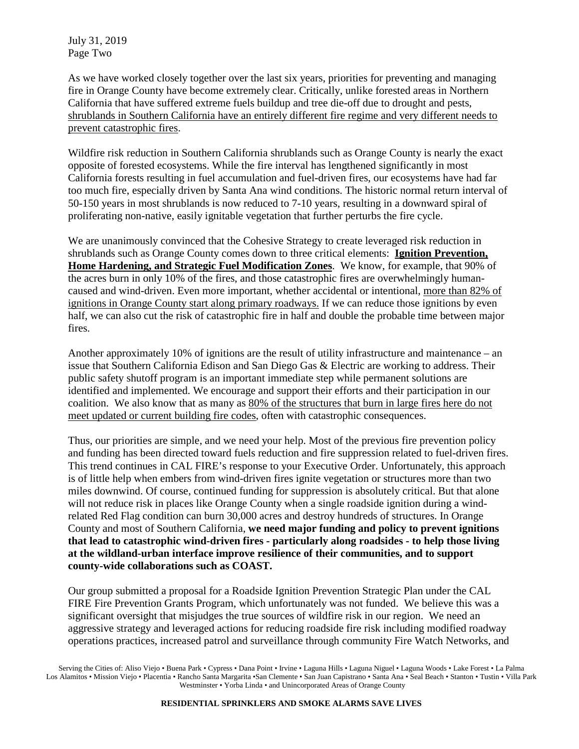As we have worked closely together over the last six years, priorities for preventing and managing fire in Orange County have become extremely clear. Critically, unlike forested areas in Northern California that have suffered extreme fuels buildup and tree die-off due to drought and pests, shrublands in Southern California have an entirely different fire regime and very different needs to prevent catastrophic fires.

Wildfire risk reduction in Southern California shrublands such as Orange County is nearly the exact opposite of forested ecosystems. While the fire interval has lengthened significantly in most California forests resulting in fuel accumulation and fuel-driven fires, our ecosystems have had far too much fire, especially driven by Santa Ana wind conditions. The historic normal return interval of 50-150 years in most shrublands is now reduced to 7-10 years, resulting in a downward spiral of proliferating non-native, easily ignitable vegetation that further perturbs the fire cycle.

We are unanimously convinced that the Cohesive Strategy to create leveraged risk reduction in shrublands such as Orange County comes down to three critical elements: **Ignition Prevention, Home Hardening, and Strategic Fuel Modification Zones**. We know, for example, that 90% of the acres burn in only 10% of the fires, and those catastrophic fires are overwhelmingly human-caused and wind-driven. Even more important, whether accidental or intentional, more than 82% of ignitions in Orange County start along primary roadways. If we can reduce those ignitions by even half, we can also cut the risk of catastrophic fire in half and double the probable time between major fires.

Another approximately 10% of ignitions are the result of utility infrastructure and maintenance – an issue that Southern California Edison and San Diego Gas & Electric are working to address. Their public safety shutoff program is an important immediate step while permanent solutions are identified and implemented. We encourage and support their efforts and their participation in our coalition. We also know that as many as 80% of the structures that burn in large fires here do not meet updated or current building fire codes, often with catastrophic consequences.

Thus, our priorities are simple, and we need your help. Most of the previous fire prevention policy and funding has been directed toward fuels reduction and fire suppression related to fuel-driven fires. This trend continues in CAL FIRE's response to your Executive Order. Unfortunately, this approach is of little help when embers from wind-driven fires ignite vegetation or structures more than two miles downwind. Of course, continued funding for suppression is absolutely critical. But that alone will not reduce risk in places like Orange County when a single roadside ignition during a wind-related Red Flag condition can burn 30,000 acres and destroy hundreds of structures. In Orange County and most of Southern California, **we need major funding and policy to prevent ignitions that lead to catastrophic wind-driven fires - particularly along roadsides - to help those living at the wildland-urban interface improve resilience of their communities, and to support county-wide collaborations such as COAST.**

Our group submitted a proposal for a Roadside Ignition Prevention Strategic Plan under the CAL FIRE Fire Prevention Grants Program, which unfortunately was not funded. We believe this was a significant oversight that misjudges the true sources of wildfire risk in our region. We need an aggressive strategy and leveraged actions for reducing roadside fire risk including modified roadway operations practices, increased patrol and surveillance through community Fire Watch Networks, and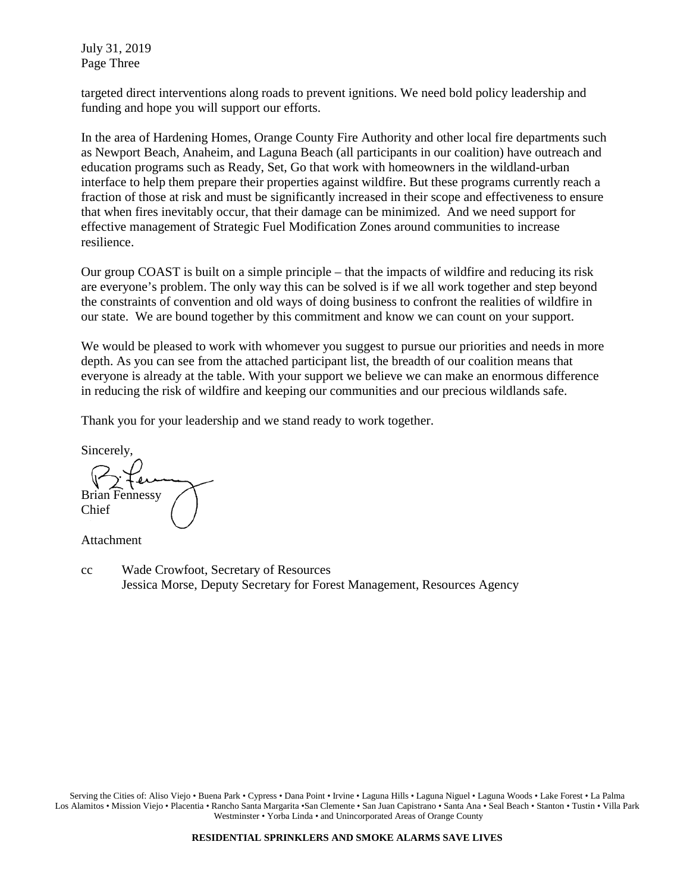targeted direct interventions along roads to prevent ignitions. We need bold policy leadership and funding and hope you will support our efforts.

In the area of Hardening Homes, Orange County Fire Authority and other local fire departments such as Newport Beach, Anaheim, and Laguna Beach (all participants in our coalition) have outreach and education programs such as Ready, Set, Go that work with homeowners in the wildland-urban interface to help them prepare their properties against wildfire. But these programs currently reach a fraction of those at risk and must be significantly increased in their scope and effectiveness to ensure that when fires inevitably occur, that their damage can be minimized. And we need support for effective management of Strategic Fuel Modification Zones around communities to increase resilience.

Our group COAST is built on a simple principle – that the impacts of wildfire and reducing its risk are everyone's problem. The only way this can be solved is if we all work together and step beyond the constraints of convention and old ways of doing business to confront the realities of wildfire in our state. We are bound together by this commitment and know we can count on your support.

We would be pleased to work with whomever you suggest to pursue our priorities and needs in more depth. As you can see from the attached participant list, the breadth of our coalition means that everyone is already at the table. With your support we believe we can make an enormous difference in reducing the risk of wildfire and keeping our communities and our precious wildlands safe.

Thank you for your leadership and we stand ready to work together.

Sincerely,

Brian Fennessy
Chief

Attachment

cc Wade Crowfoot, Secretary of Resources
Jessica Morse, Deputy Secretary for Forest Management, Resources Agency

Serving the Cities of: Aliso Viejo • Buena Park • Cypress • Dana Point • Irvine • Laguna Hills • Laguna Niguel • Laguna Woods • Lake Forest • La Palma Los Alamitos • Mission Viejo • Placentia • Rancho Santa Margarita • San Clemente • San Juan Capistrano • Santa Ana • Seal Beach • Stanton • Tustin • Villa Park Westminster • Yorba Linda • and Unincorporated Areas of Orange County

**RESIDENTIAL SPRINKLERS AND SMOKE ALARMS SAVE LIVES**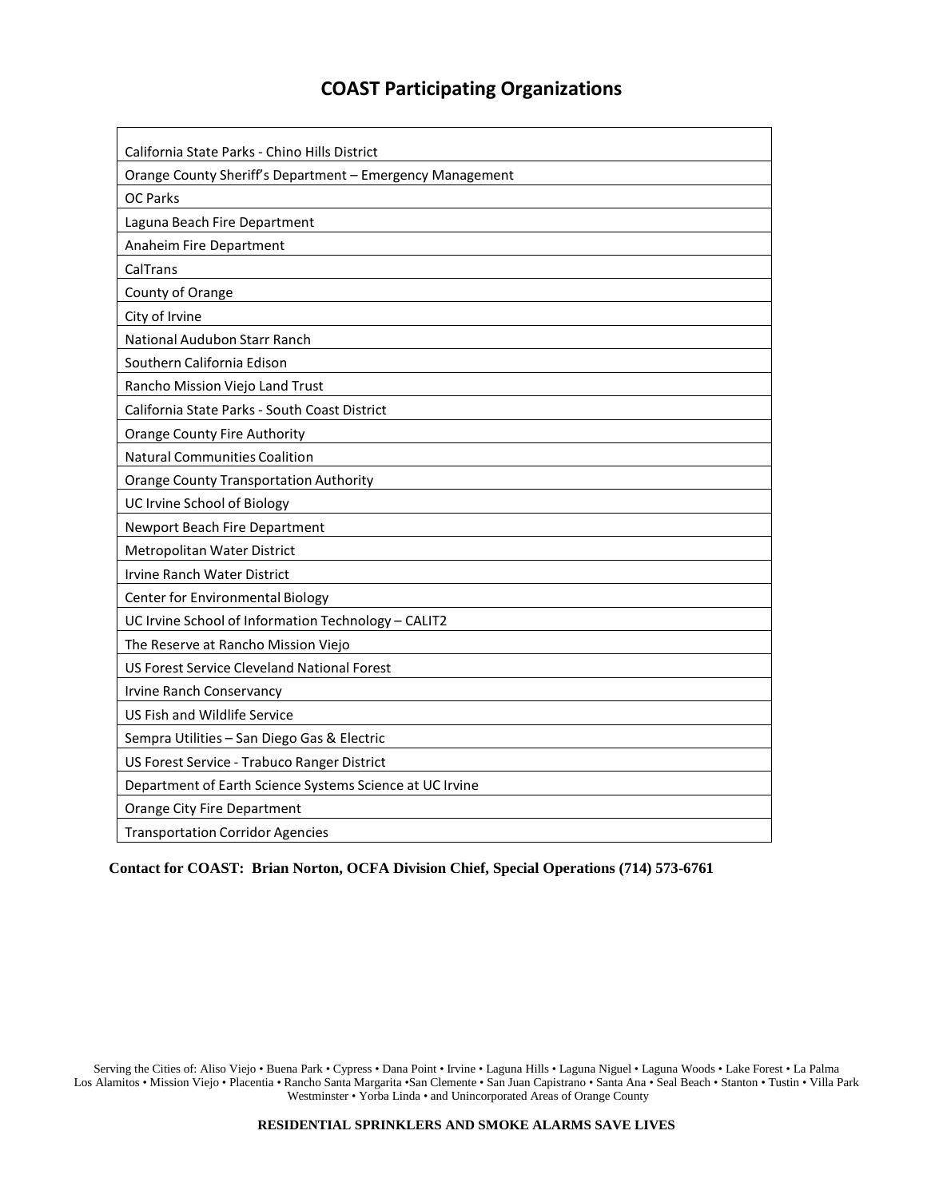# COAST Participating Organizations

| |
|---|
| California State Parks - Chino Hills District |
| Orange County Sheriff's Department – Emergency Management |
| OC Parks |
| Laguna Beach Fire Department |
| Anaheim Fire Department |
| CalTrans |
| County of Orange |
| City of Irvine |
| National Audubon Starr Ranch |
| Southern California Edison |
| Rancho Mission Viejo Land Trust |
| California State Parks - South Coast District |
| Orange County Fire Authority |
| Natural Communities Coalition |
| Orange County Transportation Authority |
| UC Irvine School of Biology |
| Newport Beach Fire Department |
| Metropolitan Water District |
| Irvine Ranch Water District |
| Center for Environmental Biology |
| UC Irvine School of Information Technology – CALIT2 |
| The Reserve at Rancho Mission Viejo |
| US Forest Service Cleveland National Forest |
| Irvine Ranch Conservancy |
| US Fish and Wildlife Service |
| Sempra Utilities – San Diego Gas & Electric |
| US Forest Service - Trabuco Ranger District |
| Department of Earth Science Systems Science at UC Irvine |
| Orange City Fire Department |
| Transportation Corridor Agencies |

**Contact for COAST: Brian Norton, OCFA Division Chief, Special Operations (714) 573-6761**

Serving the Cities of: Aliso Viejo • Buena Park • Cypress • Dana Point • Irvine • Laguna Hills • Laguna Niguel • Laguna Woods • Lake Forest • La Palma Los Alamitos • Mission Viejo • Placentia • Rancho Santa Margarita •San Clemente • San Juan Capistrano • Santa Ana • Seal Beach • Stanton • Tustin • Villa Park Westminster • Yorba Linda • and Unincorporated Areas of Orange County

**RESIDENTIAL SPRINKLERS AND SMOKE ALARMS SAVE LIVES**